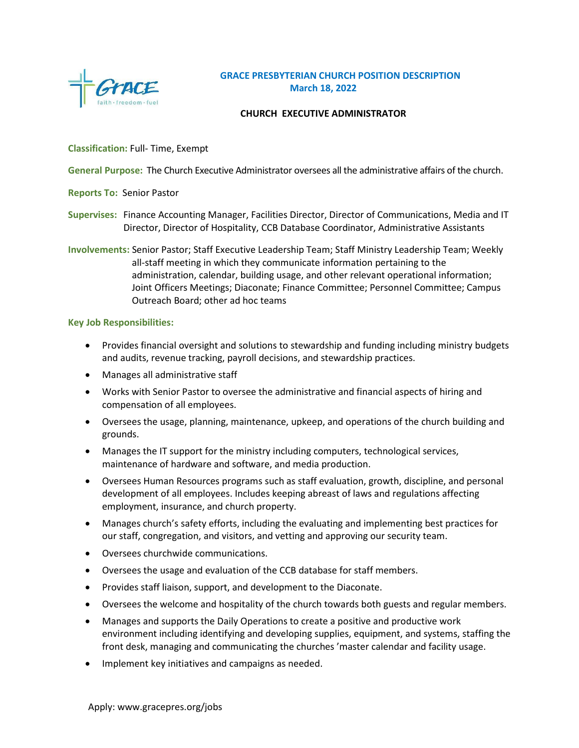# GRACE PRESBYTERIAN CHURCH POSITION DESCRIPTION

**March 18, 2022**

## CHURCH EXECUTIVE ADMINISTRATOR

**Classification:** Full- Time, Exempt

**General Purpose:** The Church Executive Administrator oversees all the administrative affairs of the church.

**Reports To:** Senior Pastor

**Supervises:** Finance Accounting Manager, Facilities Director, Director of Communications, Media and IT Director, Director of Hospitality, CCB Database Coordinator, Administrative Assistants

**Involvements:** Senior Pastor; Staff Executive Leadership Team; Staff Ministry Leadership Team; Weekly all-staff meeting in which they communicate information pertaining to the administration, calendar, building usage, and other relevant operational information; Joint Officers Meetings; Diaconate; Finance Committee; Personnel Committee; Campus Outreach Board; other ad hoc teams

**Key Job Responsibilities:**

- Provides financial oversight and solutions to stewardship and funding including ministry budgets and audits, revenue tracking, payroll decisions, and stewardship practices.
- Manages all administrative staff
- Works with Senior Pastor to oversee the administrative and financial aspects of hiring and compensation of all employees.
- Oversees the usage, planning, maintenance, upkeep, and operations of the church building and grounds.
- Manages the IT support for the ministry including computers, technological services, maintenance of hardware and software, and media production.
- Oversees Human Resources programs such as staff evaluation, growth, discipline, and personal development of all employees. Includes keeping abreast of laws and regulations affecting employment, insurance, and church property.
- Manages church's safety efforts, including the evaluating and implementing best practices for our staff, congregation, and visitors, and vetting and approving our security team.
- Oversees churchwide communications.
- Oversees the usage and evaluation of the CCB database for staff members.
- Provides staff liaison, support, and development to the Diaconate.
- Oversees the welcome and hospitality of the church towards both guests and regular members.
- Manages and supports the Daily Operations to create a positive and productive work environment including identifying and developing supplies, equipment, and systems, staffing the front desk, managing and communicating the churches 'master calendar and facility usage.
- Implement key initiatives and campaigns as needed.

Apply: www.gracepres.org/jobs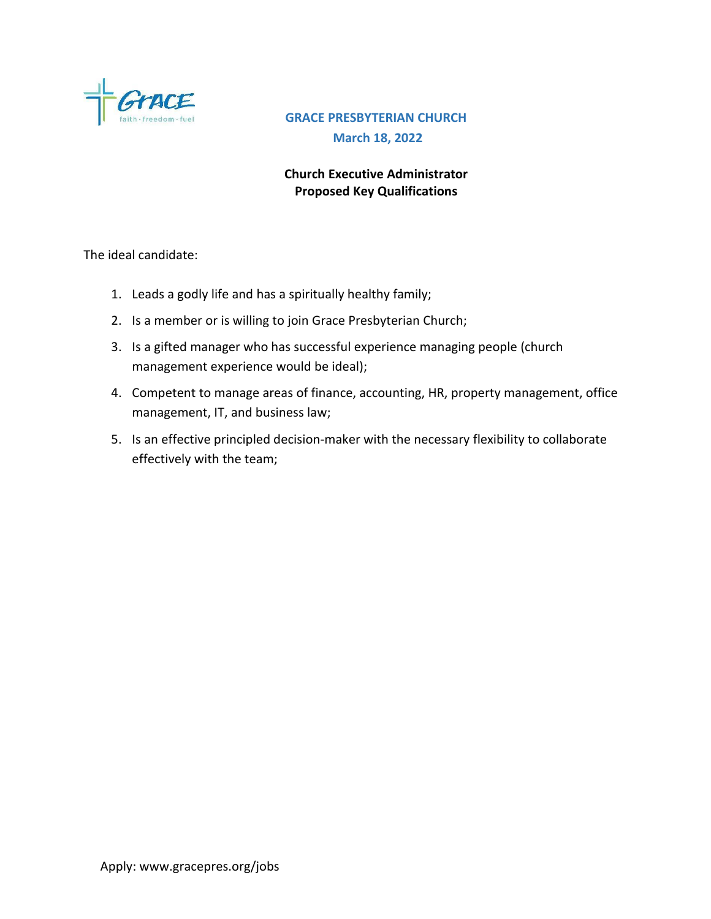**GRACE PRESBYTERIAN CHURCH**
**March 18, 2022**

**Church Executive Administrator**
**Proposed Key Qualifications**

The ideal candidate:

1. Leads a godly life and has a spiritually healthy family;
2. Is a member or is willing to join Grace Presbyterian Church;
3. Is a gifted manager who has successful experience managing people (church management experience would be ideal);
4. Competent to manage areas of finance, accounting, HR, property management, office management, IT, and business law;
5. Is an effective principled decision-maker with the necessary flexibility to collaborate effectively with the team;

Apply: www.gracepres.org/jobs